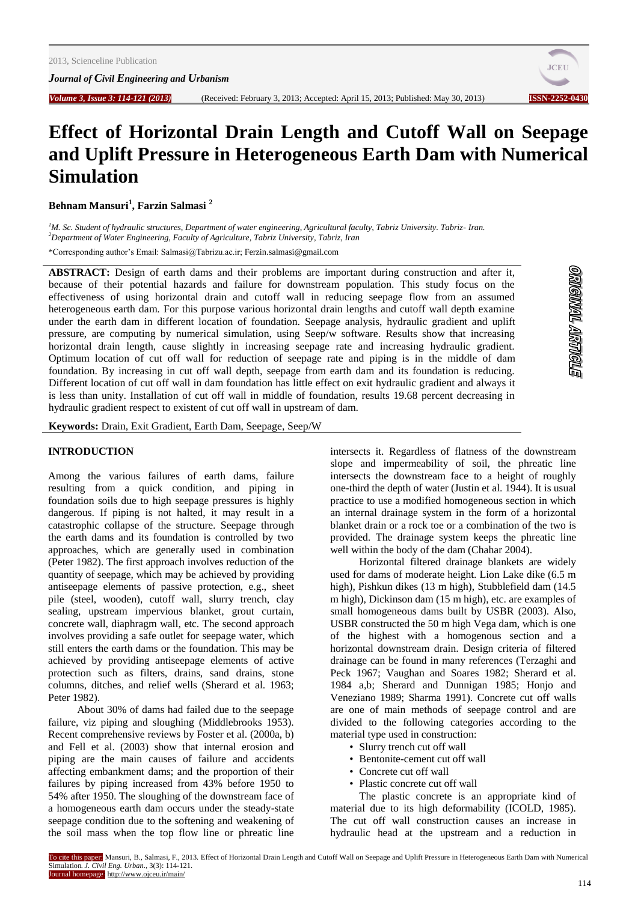# Effect of Horizontal Drain Length and Cutoff Wall on Seepage and Uplift Pressure in Heterogeneous Earth Dam with Numerical Simulation

**Behnam Mansuri[1], Farzin Salmasi [2]**

[1]*M. Sc. Student of hydraulic structures, Department of water engineering, Agricultural faculty, Tabriz University. Tabriz- Iran.*
[2]*Department of Water Engineering, Faculty of Agriculture, Tabriz University, Tabriz, Iran*

\*Corresponding author's Email: Salmasi@Tabrizu.ac.ir; Ferzin.salmasi@gmail.com

**ABSTRACT:** Design of earth dams and their problems are important during construction and after it, because of their potential hazards and failure for downstream population. This study focus on the effectiveness of using horizontal drain and cutoff wall in reducing seepage flow from an assumed heterogeneous earth dam. For this purpose various horizontal drain lengths and cutoff wall depth examine under the earth dam in different location of foundation. Seepage analysis, hydraulic gradient and uplift pressure, are computing by numerical simulation, using Seep/w software. Results show that increasing horizontal drain length, cause slightly in increasing seepage rate and increasing hydraulic gradient. Optimum location of cut off wall for reduction of seepage rate and piping is in the middle of dam foundation. By increasing in cut off wall depth, seepage from earth dam and its foundation is reducing. Different location of cut off wall in dam foundation has little effect on exit hydraulic gradient and always it is less than unity. Installation of cut off wall in middle of foundation, results 19.68 percent decreasing in hydraulic gradient respect to existent of cut off wall in upstream of dam.

**Keywords:** Drain, Exit Gradient, Earth Dam, Seepage, Seep/W

ORIGINAL ARTICLE

## INTRODUCTION

Among the various failures of earth dams, failure resulting from a quick condition, and piping in foundation soils due to high seepage pressures is highly dangerous. If piping is not halted, it may result in a catastrophic collapse of the structure. Seepage through the earth dams and its foundation is controlled by two approaches, which are generally used in combination (Peter 1982). The first approach involves reduction of the quantity of seepage, which may be achieved by providing antiseepage elements of passive protection, e.g., sheet pile (steel, wooden), cutoff wall, slurry trench, clay sealing, upstream impervious blanket, grout curtain, concrete wall, diaphragm wall, etc. The second approach involves providing a safe outlet for seepage water, which still enters the earth dams or the foundation. This may be achieved by providing antiseepage elements of active protection such as filters, drains, sand drains, stone columns, ditches, and relief wells (Sherard et al. 1963; Peter 1982).

About 30% of dams had failed due to the seepage failure, viz piping and sloughing (Middlebrooks 1953). Recent comprehensive reviews by Foster et al. (2000a, b) and Fell et al. (2003) show that internal erosion and piping are the main causes of failure and accidents affecting embankment dams; and the proportion of their failures by piping increased from 43% before 1950 to 54% after 1950. The sloughing of the downstream face of a homogeneous earth dam occurs under the steady-state seepage condition due to the softening and weakening of the soil mass when the top flow line or phreatic line intersects it. Regardless of flatness of the downstream slope and impermeability of soil, the phreatic line intersects the downstream face to a height of roughly one-third the depth of water (Justin et al. 1944). It is usual practice to use a modified homogeneous section in which an internal drainage system in the form of a horizontal blanket drain or a rock toe or a combination of the two is provided. The drainage system keeps the phreatic line well within the body of the dam (Chahar 2004).

Horizontal filtered drainage blankets are widely used for dams of moderate height. Lion Lake dike (6.5 m high), Pishkun dikes (13 m high), Stubblefield dam (14.5 m high), Dickinson dam (15 m high), etc. are examples of small homogeneous dams built by USBR (2003). Also, USBR constructed the 50 m high Vega dam, which is one of the highest with a homogenous section and a horizontal downstream drain. Design criteria of filtered drainage can be found in many references (Terzaghi and Peck 1967; Vaughan and Soares 1982; Sherard et al. 1984 a,b; Sherard and Dunnigan 1985; Honjo and Veneziano 1989; Sharma 1991). Concrete cut off walls are one of main methods of seepage control and are divided to the following categories according to the material type used in construction:

- Slurry trench cut off wall
- Bentonite-cement cut off wall
- Concrete cut off wall
- Plastic concrete cut off wall

The plastic concrete is an appropriate kind of material due to its high deformability (ICOLD, 1985). The cut off wall construction causes an increase in hydraulic head at the upstream and a reduction in

To cite this paper: Mansuri, B., Salmasi, F., 2013. Effect of Horizontal Drain Length and Cutoff Wall on Seepage and Uplift Pressure in Heterogeneous Earth Dam with Numerical Simulation. *J. Civil Eng. Urban.*, 3(3): 114-121.
Journal homepage: http://www.ojceu.ir/main/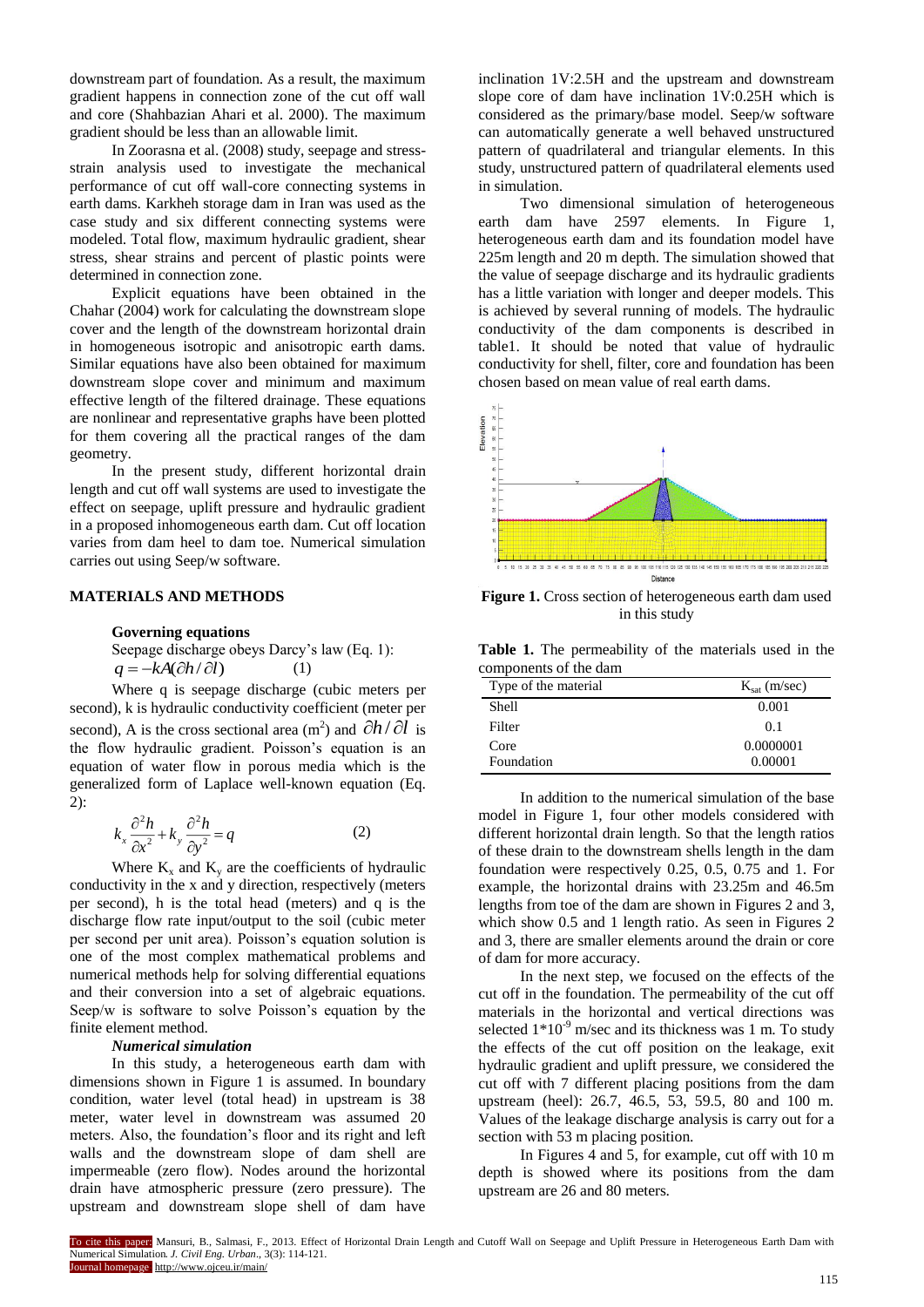downstream part of foundation. As a result, the maximum gradient happens in connection zone of the cut off wall and core (Shahbazian Ahari et al. 2000). The maximum gradient should be less than an allowable limit.

In Zoorasna et al. (2008) study, seepage and stress-strain analysis used to investigate the mechanical performance of cut off wall-core connecting systems in earth dams. Karkheh storage dam in Iran was used as the case study and six different connecting systems were modeled. Total flow, maximum hydraulic gradient, shear stress, shear strains and percent of plastic points were determined in connection zone.

Explicit equations have been obtained in the Chahar (2004) work for calculating the downstream slope cover and the length of the downstream horizontal drain in homogeneous isotropic and anisotropic earth dams. Similar equations have also been obtained for maximum downstream slope cover and minimum and maximum effective length of the filtered drainage. These equations are nonlinear and representative graphs have been plotted for them covering all the practical ranges of the dam geometry.

In the present study, different horizontal drain length and cut off wall systems are used to investigate the effect on seepage, uplift pressure and hydraulic gradient in a proposed inhomogeneous earth dam. Cut off location varies from dam heel to dam toe. Numerical simulation carries out using Seep/w software.

## MATERIALS AND METHODS

### Governing equations

Seepage discharge obeys Darcy's law (Eq. 1):

$$q = -kA(\partial h / \partial l) \quad (1)$$

Where q is seepage discharge (cubic meters per second), k is hydraulic conductivity coefficient (meter per second), A is the cross sectional area ($m^2$) and $\partial h / \partial l$ is the flow hydraulic gradient. Poisson's equation is an equation of water flow in porous media which is the generalized form of Laplace well-known equation (Eq. 2):

$$k_x \frac{\partial^2 h}{\partial x^2} + k_y \frac{\partial^2 h}{\partial y^2} = q \quad (2)$$

Where $K_x$ and $K_y$ are the coefficients of hydraulic conductivity in the x and y direction, respectively (meters per second), h is the total head (meters) and q is the discharge flow rate input/output to the soil (cubic meter per second per unit area). Poisson's equation solution is one of the most complex mathematical problems and numerical methods help for solving differential equations and their conversion into a set of algebraic equations. Seep/w is software to solve Poisson's equation by the finite element method.

### *Numerical simulation*

In this study, a heterogeneous earth dam with dimensions shown in Figure 1 is assumed. In boundary condition, water level (total head) in upstream is 38 meter, water level in downstream was assumed 20 meters. Also, the foundation's floor and its right and left walls and the downstream slope of dam shell are impermeable (zero flow). Nodes around the horizontal drain have atmospheric pressure (zero pressure). The upstream and downstream slope shell of dam have inclination 1V:2.5H and the upstream and downstream slope core of dam have inclination 1V:0.25H which is considered as the primary/base model. Seep/w software can automatically generate a well behaved unstructured pattern of quadrilateral and triangular elements. In this study, unstructured pattern of quadrilateral elements used in simulation.

Two dimensional simulation of heterogeneous earth dam have 2597 elements. In Figure 1, heterogeneous earth dam and its foundation model have 225m length and 20 m depth. The simulation showed that the value of seepage discharge and its hydraulic gradients has a little variation with longer and deeper models. This is achieved by several running of models. The hydraulic conductivity of the dam components is described in table1. It should be noted that value of hydraulic conductivity for shell, filter, core and foundation has been chosen based on mean value of real earth dams.

**Figure 1.** Cross section of heterogeneous earth dam used in this study

**Table 1.** The permeability of the materials used in the components of the dam

| Type of the material | $K_{sat}$ (m/sec) |
|---|---|
| Shell | 0.001 |
| Filter | 0.1 |
| Core | 0.0000001 |
| Foundation | 0.00001 |

In addition to the numerical simulation of the base model in Figure 1, four other models considered with different horizontal drain length. So that the length ratios of these drain to the downstream shells length in the dam foundation were respectively 0.25, 0.5, 0.75 and 1. For example, the horizontal drains with 23.25m and 46.5m lengths from toe of the dam are shown in Figures 2 and 3, which show 0.5 and 1 length ratio. As seen in Figures 2 and 3, there are smaller elements around the drain or core of dam for more accuracy.

In the next step, we focused on the effects of the cut off in the foundation. The permeability of the cut off materials in the horizontal and vertical directions was selected $1*10^{-9}$ m/sec and its thickness was 1 m. To study the effects of the cut off position on the leakage, exit hydraulic gradient and uplift pressure, we considered the cut off with 7 different placing positions from the dam upstream (heel): 26.7, 46.5, 53, 59.5, 80 and 100 m. Values of the leakage discharge analysis is carry out for a section with 53 m placing position.

In Figures 4 and 5, for example, cut off with 10 m depth is showed where its positions from the dam upstream are 26 and 80 meters.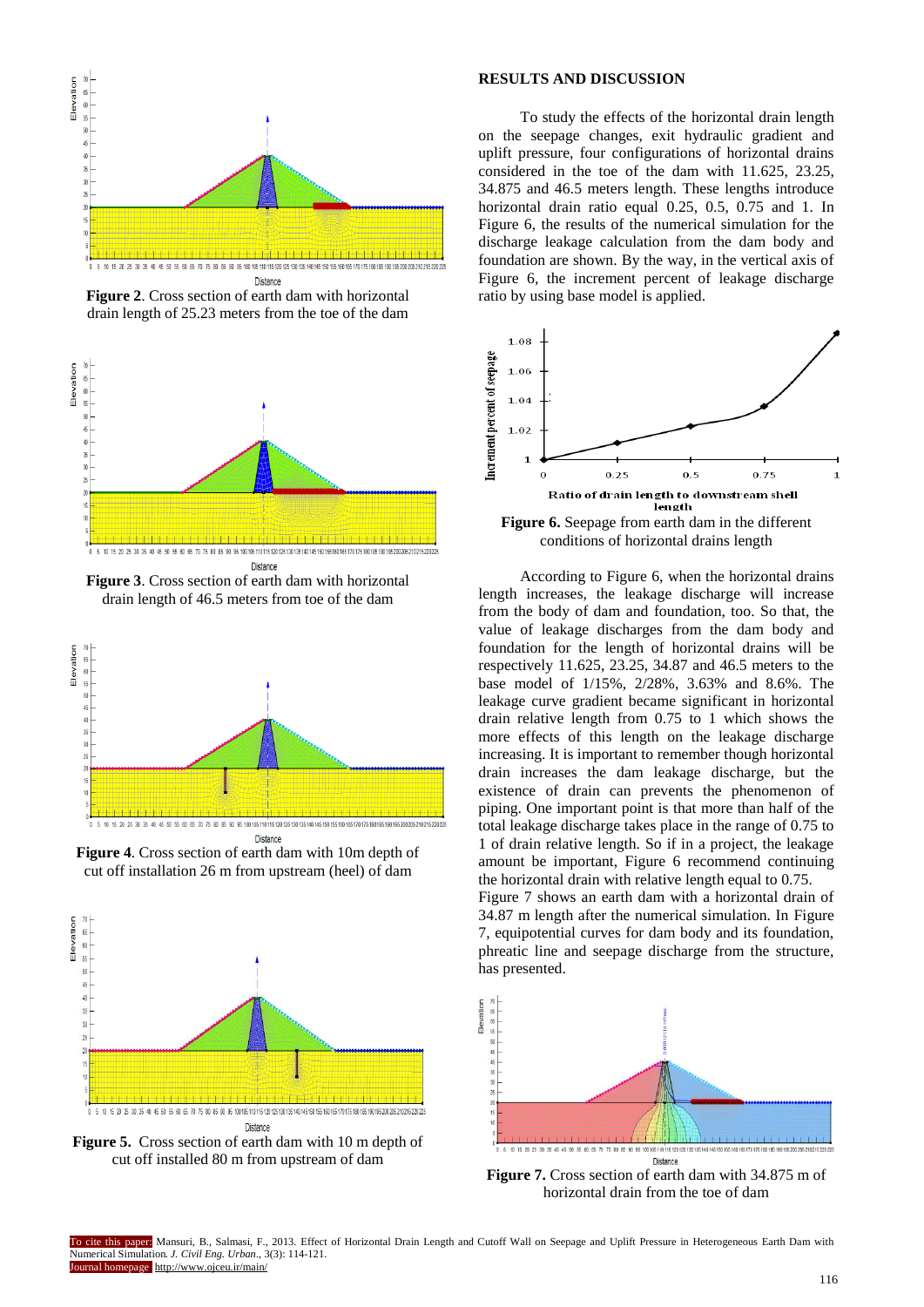**Figure 2**. Cross section of earth dam with horizontal drain length of 25.23 meters from the toe of the dam

**Figure 3**. Cross section of earth dam with horizontal drain length of 46.5 meters from toe of the dam

**Figure 4**. Cross section of earth dam with 10m depth of cut off installation 26 m from upstream (heel) of dam

**Figure 5.** Cross section of earth dam with 10 m depth of cut off installed 80 m from upstream of dam

## RESULTS AND DISCUSSION

To study the effects of the horizontal drain length on the seepage changes, exit hydraulic gradient and uplift pressure, four configurations of horizontal drains considered in the toe of the dam with 11.625, 23.25, 34.875 and 46.5 meters length. These lengths introduce horizontal drain ratio equal 0.25, 0.5, 0.75 and 1. In Figure 6, the results of the numerical simulation for the discharge leakage calculation from the dam body and foundation are shown. By the way, in the vertical axis of Figure 6, the increment percent of leakage discharge ratio by using base model is applied.

**Figure 6.** Seepage from earth dam in the different conditions of horizontal drains length

According to Figure 6, when the horizontal drains length increases, the leakage discharge will increase from the body of dam and foundation, too. So that, the value of leakage discharges from the dam body and foundation for the length of horizontal drains will be respectively 11.625, 23.25, 34.87 and 46.5 meters to the base model of 1/15%, 2/28%, 3.63% and 8.6%. The leakage curve gradient became significant in horizontal drain relative length from 0.75 to 1 which shows the more effects of this length on the leakage discharge increasing. It is important to remember though horizontal drain increases the dam leakage discharge, but the existence of drain can prevents the phenomenon of piping. One important point is that more than half of the total leakage discharge takes place in the range of 0.75 to 1 of drain relative length. So if in a project, the leakage amount be important, Figure 6 recommend continuing the horizontal drain with relative length equal to 0.75.

Figure 7 shows an earth dam with a horizontal drain of 34.87 m length after the numerical simulation. In Figure 7, equipotential curves for dam body and its foundation, phreatic line and seepage discharge from the structure, has presented.

**Figure 7.** Cross section of earth dam with 34.875 m of horizontal drain from the toe of dam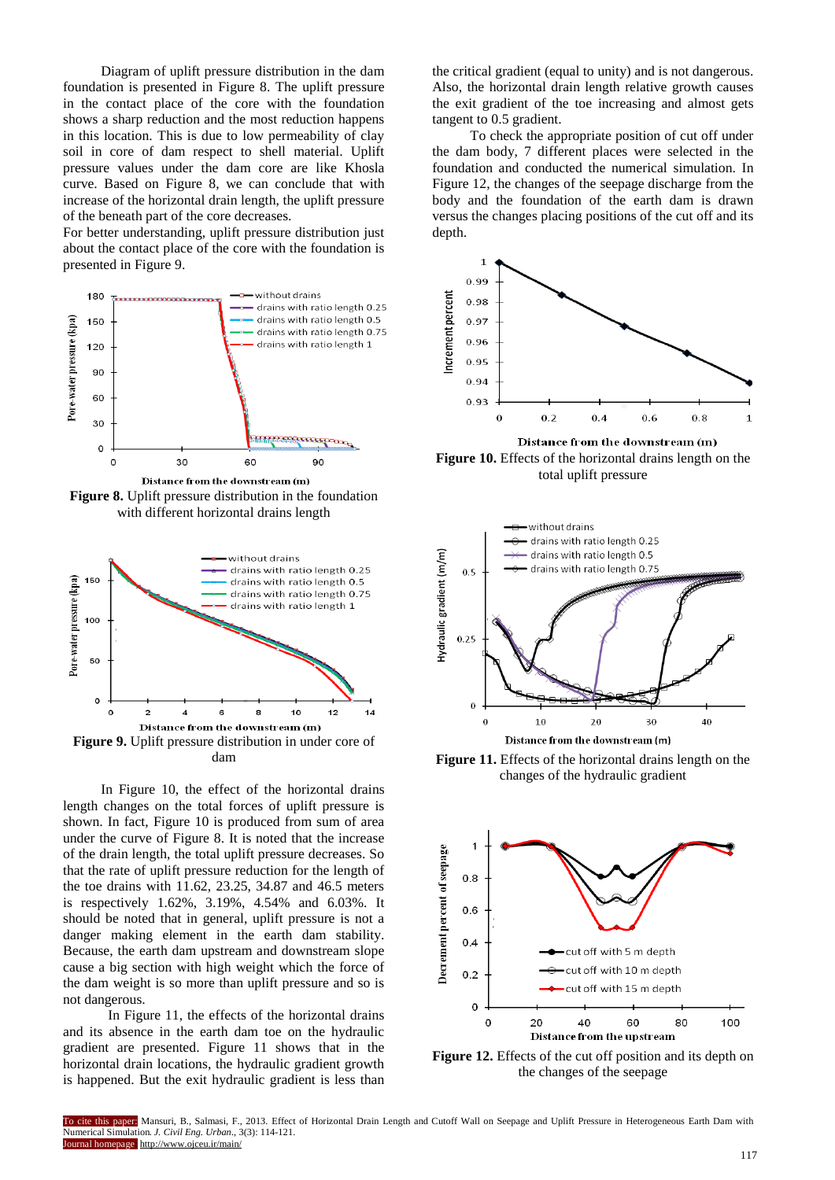Diagram of uplift pressure distribution in the dam foundation is presented in Figure 8. The uplift pressure in the contact place of the core with the foundation shows a sharp reduction and the most reduction happens in this location. This is due to low permeability of clay soil in core of dam respect to shell material. Uplift pressure values under the dam core are like Khosla curve. Based on Figure 8, we can conclude that with increase of the horizontal drain length, the uplift pressure of the beneath part of the core decreases.

For better understanding, uplift pressure distribution just about the contact place of the core with the foundation is presented in Figure 9.

**Figure 8.** Uplift pressure distribution in the foundation with different horizontal drains length

**Figure 9.** Uplift pressure distribution in under core of dam

In Figure 10, the effect of the horizontal drains length changes on the total forces of uplift pressure is shown. In fact, Figure 10 is produced from sum of area under the curve of Figure 8. It is noted that the increase of the drain length, the total uplift pressure decreases. So that the rate of uplift pressure reduction for the length of the toe drains with 11.62, 23.25, 34.87 and 46.5 meters is respectively 1.62%, 3.19%, 4.54% and 6.03%. It should be noted that in general, uplift pressure is not a danger making element in the earth dam stability. Because, the earth dam upstream and downstream slope cause a big section with high weight which the force of the dam weight is so more than uplift pressure and so is not dangerous.

In Figure 11, the effects of the horizontal drains and its absence in the earth dam toe on the hydraulic gradient are presented. Figure 11 shows that in the horizontal drain locations, the hydraulic gradient growth is happened. But the exit hydraulic gradient is less than the critical gradient (equal to unity) and is not dangerous. Also, the horizontal drain length relative growth causes the exit gradient of the toe increasing and almost gets tangent to 0.5 gradient.

To check the appropriate position of cut off under the dam body, 7 different places were selected in the foundation and conducted the numerical simulation. In Figure 12, the changes of the seepage discharge from the body and the foundation of the earth dam is drawn versus the changes placing positions of the cut off and its depth.

**Figure 10.** Effects of the horizontal drains length on the total uplift pressure

**Figure 11.** Effects of the horizontal drains length on the changes of the hydraulic gradient

**Figure 12.** Effects of the cut off position and its depth on the changes of the seepage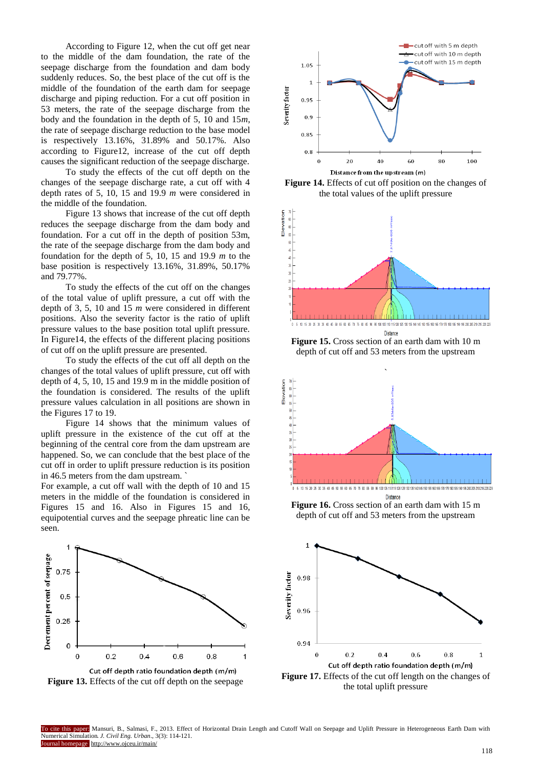According to Figure 12, when the cut off get near to the middle of the dam foundation, the rate of the seepage discharge from the foundation and dam body suddenly reduces. So, the best place of the cut off is the middle of the foundation of the earth dam for seepage discharge and piping reduction. For a cut off position in 53 meters, the rate of the seepage discharge from the body and the foundation in the depth of 5, 10 and 15*m*, the rate of seepage discharge reduction to the base model is respectively 13.16%, 31.89% and 50.17%. Also according to Figure12, increase of the cut off depth causes the significant reduction of the seepage discharge.

To study the effects of the cut off depth on the changes of the seepage discharge rate, a cut off with 4 depth rates of 5, 10, 15 and 19.9 *m* were considered in the middle of the foundation.

Figure 13 shows that increase of the cut off depth reduces the seepage discharge from the dam body and foundation. For a cut off in the depth of position 53m, the rate of the seepage discharge from the dam body and foundation for the depth of 5, 10, 15 and 19.9 *m* to the base position is respectively 13.16%, 31.89%, 50.17% and 79.77%.

To study the effects of the cut off on the changes of the total value of uplift pressure, a cut off with the depth of 3, 5, 10 and 15 *m* were considered in different positions. Also the severity factor is the ratio of uplift pressure values to the base position total uplift pressure. In Figure14, the effects of the different placing positions of cut off on the uplift pressure are presented.

To study the effects of the cut off all depth on the changes of the total values of uplift pressure, cut off with depth of 4, 5, 10, 15 and 19.9 m in the middle position of the foundation is considered. The results of the uplift pressure values calculation in all positions are shown in the Figures 17 to 19.

Figure 14 shows that the minimum values of uplift pressure in the existence of the cut off at the beginning of the central core from the dam upstream are happened. So, we can conclude that the best place of the cut off in order to uplift pressure reduction is its position in 46.5 meters from the dam upstream. `

For example, a cut off wall with the depth of 10 and 15 meters in the middle of the foundation is considered in Figures 15 and 16. Also in Figures 15 and 16, equipotential curves and the seepage phreatic line can be seen.

**Figure 13.** Effects of the cut off depth on the seepage

**Figure 14.** Effects of cut off position on the changes of the total values of the uplift pressure

**Figure 15.** Cross section of an earth dam with 10 m depth of cut off and 53 meters from the upstream

**Figure 16.** Cross section of an earth dam with 15 m depth of cut off and 53 meters from the upstream

**Figure 17.** Effects of the cut off length on the changes of the total uplift pressure

To cite this paper: Mansuri, B., Salmasi, F., 2013. Effect of Horizontal Drain Length and Cutoff Wall on Seepage and Uplift Pressure in Heterogeneous Earth Dam with Numerical Simulation. *J. Civil Eng. Urban.*, 3(3): 114-121.
Journal homepage: http://www.ojceu.ir/main/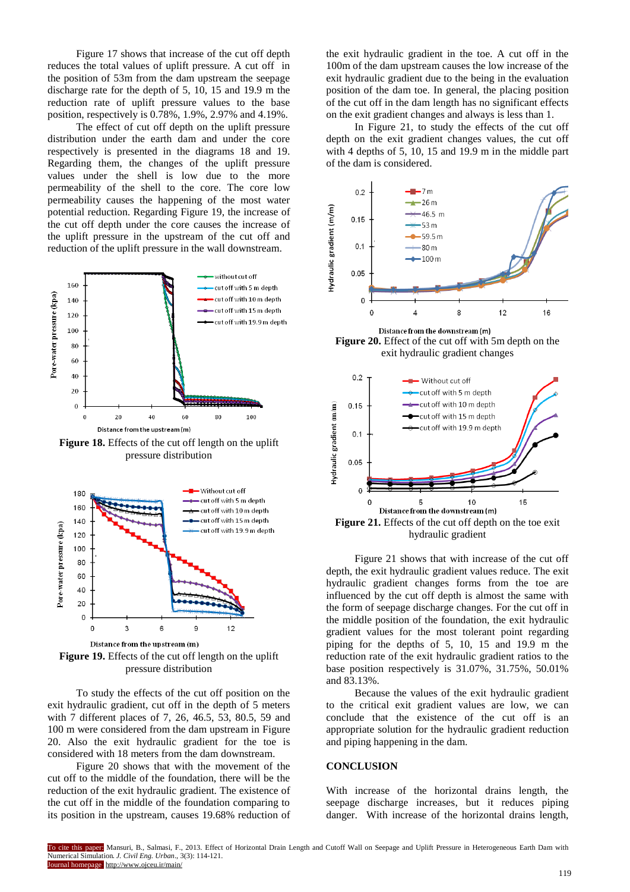Figure 17 shows that increase of the cut off depth reduces the total values of uplift pressure. A cut off in the position of 53m from the dam upstream the seepage discharge rate for the depth of 5, 10, 15 and 19.9 m the reduction rate of uplift pressure values to the base position, respectively is 0.78%, 1.9%, 2.97% and 4.19%.

The effect of cut off depth on the uplift pressure distribution under the earth dam and under the core respectively is presented in the diagrams 18 and 19. Regarding them, the changes of the uplift pressure values under the shell is low due to the more permeability of the shell to the core. The core low permeability causes the happening of the most water potential reduction. Regarding Figure 19, the increase of the cut off depth under the core causes the increase of the uplift pressure in the upstream of the cut off and reduction of the uplift pressure in the wall downstream.

**Figure 18.** Effects of the cut off length on the uplift pressure distribution

**Figure 19.** Effects of the cut off length on the uplift pressure distribution

To study the effects of the cut off position on the exit hydraulic gradient, cut off in the depth of 5 meters with 7 different places of 7, 26, 46.5, 53, 80.5, 59 and 100 m were considered from the dam upstream in Figure 20. Also the exit hydraulic gradient for the toe is considered with 18 meters from the dam downstream.

Figure 20 shows that with the movement of the cut off to the middle of the foundation, there will be the reduction of the exit hydraulic gradient. The existence of the cut off in the middle of the foundation comparing to its position in the upstream, causes 19.68% reduction of the exit hydraulic gradient in the toe. A cut off in the 100m of the dam upstream causes the low increase of the exit hydraulic gradient due to the being in the evaluation position of the dam toe. In general, the placing position of the cut off in the dam length has no significant effects on the exit gradient changes and always is less than 1.

In Figure 21, to study the effects of the cut off depth on the exit gradient changes values, the cut off with 4 depths of 5, 10, 15 and 19.9 m in the middle part of the dam is considered.

**Figure 20.** Effect of the cut off with 5m depth on the exit hydraulic gradient changes

**Figure 21.** Effects of the cut off depth on the toe exit hydraulic gradient

Figure 21 shows that with increase of the cut off depth, the exit hydraulic gradient values reduce. The exit hydraulic gradient changes forms from the toe are influenced by the cut off depth is almost the same with the form of seepage discharge changes. For the cut off in the middle position of the foundation, the exit hydraulic gradient values for the most tolerant point regarding piping for the depths of 5, 10, 15 and 19.9 m the reduction rate of the exit hydraulic gradient ratios to the base position respectively is 31.07%, 31.75%, 50.01% and 83.13%.

Because the values of the exit hydraulic gradient to the critical exit gradient values are low, we can conclude that the existence of the cut off is an appropriate solution for the hydraulic gradient reduction and piping happening in the dam.

## CONCLUSION

With increase of the horizontal drains length, the seepage discharge increases, but it reduces piping danger. With increase of the horizontal drains length,

To cite this paper: Mansuri, B., Salmasi, F., 2013. Effect of Horizontal Drain Length and Cutoff Wall on Seepage and Uplift Pressure in Heterogeneous Earth Dam with Numerical Simulation. *J. Civil Eng. Urban.*, 3(3): 114-121.
Journal homepage: http://www.ojceu.ir/main/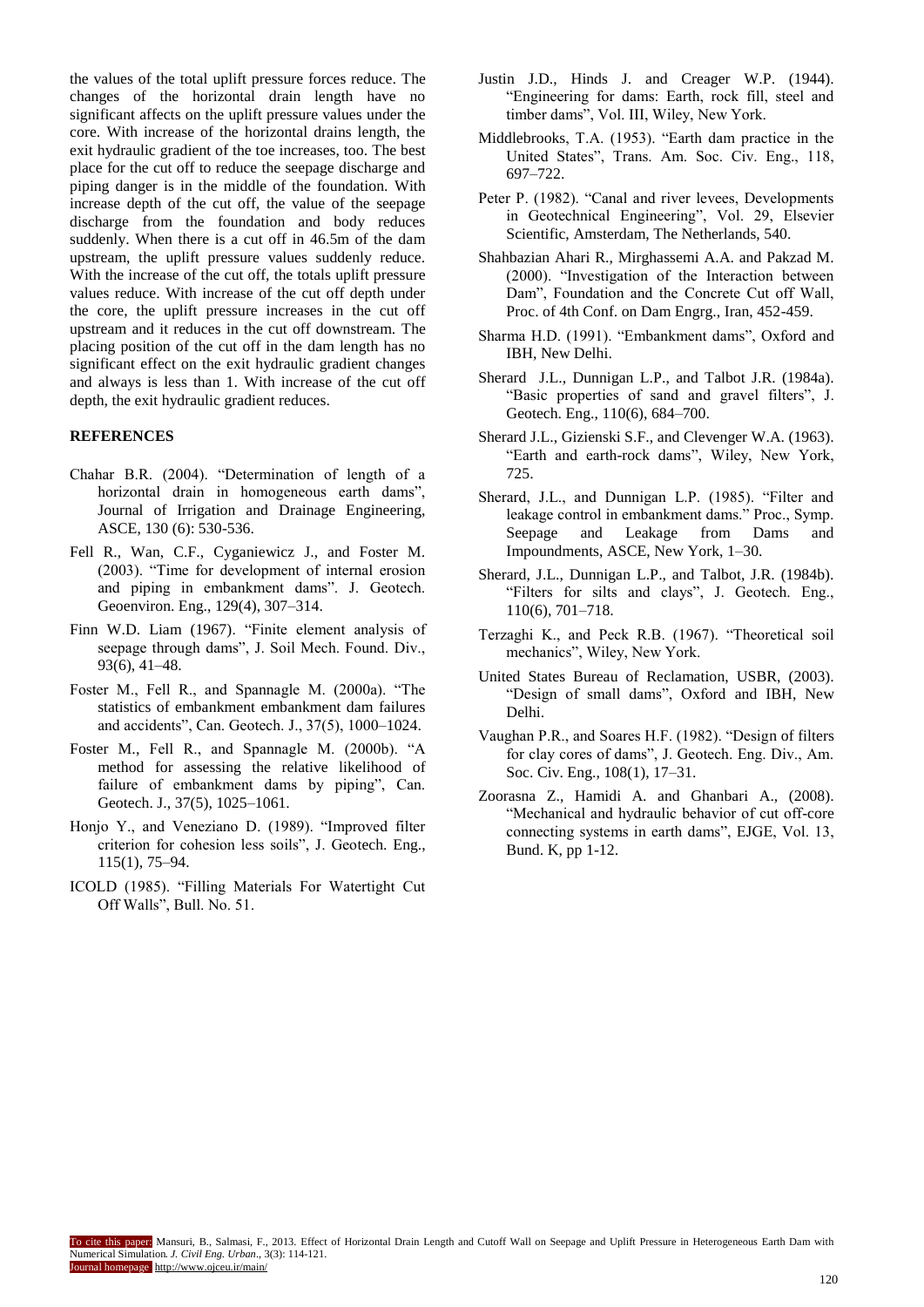the values of the total uplift pressure forces reduce. The changes of the horizontal drain length have no significant affects on the uplift pressure values under the core. With increase of the horizontal drains length, the exit hydraulic gradient of the toe increases, too. The best place for the cut off to reduce the seepage discharge and piping danger is in the middle of the foundation. With increase depth of the cut off, the value of the seepage discharge from the foundation and body reduces suddenly. When there is a cut off in 46.5m of the dam upstream, the uplift pressure values suddenly reduce. With the increase of the cut off, the totals uplift pressure values reduce. With increase of the cut off depth under the core, the uplift pressure increases in the cut off upstream and it reduces in the cut off downstream. The placing position of the cut off in the dam length has no significant effect on the exit hydraulic gradient changes and always is less than 1. With increase of the cut off depth, the exit hydraulic gradient reduces.

## REFERENCES

Chahar B.R. (2004). "Determination of length of a horizontal drain in homogeneous earth dams", Journal of Irrigation and Drainage Engineering, ASCE, 130 (6): 530-536.

Fell R., Wan, C.F., Cyganiewicz J., and Foster M. (2003). "Time for development of internal erosion and piping in embankment dams". J. Geotech. Geoenviron. Eng., 129(4), 307–314.

Finn W.D. Liam (1967). "Finite element analysis of seepage through dams", J. Soil Mech. Found. Div., 93(6), 41–48.

Foster M., Fell R., and Spannagle M. (2000a). "The statistics of embankment embankment dam failures and accidents", Can. Geotech. J., 37(5), 1000–1024.

Foster M., Fell R., and Spannagle M. (2000b). "A method for assessing the relative likelihood of failure of embankment dams by piping", Can. Geotech. J., 37(5), 1025–1061.

Honjo Y., and Veneziano D. (1989). "Improved filter criterion for cohesion less soils", J. Geotech. Eng., 115(1), 75–94.

ICOLD (1985). "Filling Materials For Watertight Cut Off Walls", Bull. No. 51.

Justin J.D., Hinds J. and Creager W.P. (1944). "Engineering for dams: Earth, rock fill, steel and timber dams", Vol. III, Wiley, New York.

Middlebrooks, T.A. (1953). "Earth dam practice in the United States", Trans. Am. Soc. Civ. Eng., 118, 697–722.

Peter P. (1982). "Canal and river levees, Developments in Geotechnical Engineering", Vol. 29, Elsevier Scientific, Amsterdam, The Netherlands, 540.

Shahbazian Ahari R., Mirghassemi A.A. and Pakzad M. (2000). "Investigation of the Interaction between Dam", Foundation and the Concrete Cut off Wall, Proc. of 4th Conf. on Dam Engrg., Iran, 452-459.

Sharma H.D. (1991). "Embankment dams", Oxford and IBH, New Delhi.

Sherard J.L., Dunnigan L.P., and Talbot J.R. (1984a). "Basic properties of sand and gravel filters", J. Geotech. Eng., 110(6), 684–700.

Sherard J.L., Gizienski S.F., and Clevenger W.A. (1963). "Earth and earth-rock dams", Wiley, New York, 725.

Sherard, J.L., and Dunnigan L.P. (1985). "Filter and leakage control in embankment dams." Proc., Symp. Seepage and Leakage from Dams and Impoundments, ASCE, New York, 1–30.

Sherard, J.L., Dunnigan L.P., and Talbot, J.R. (1984b). "Filters for silts and clays", J. Geotech. Eng., 110(6), 701–718.

Terzaghi K., and Peck R.B. (1967). "Theoretical soil mechanics", Wiley, New York.

United States Bureau of Reclamation, USBR, (2003). "Design of small dams", Oxford and IBH, New Delhi.

Vaughan P.R., and Soares H.F. (1982). "Design of filters for clay cores of dams", J. Geotech. Eng. Div., Am. Soc. Civ. Eng., 108(1), 17–31.

Zoorasna Z., Hamidi A. and Ghanbari A., (2008). "Mechanical and hydraulic behavior of cut off-core connecting systems in earth dams", EJGE, Vol. 13, Bund. K, pp 1-12.